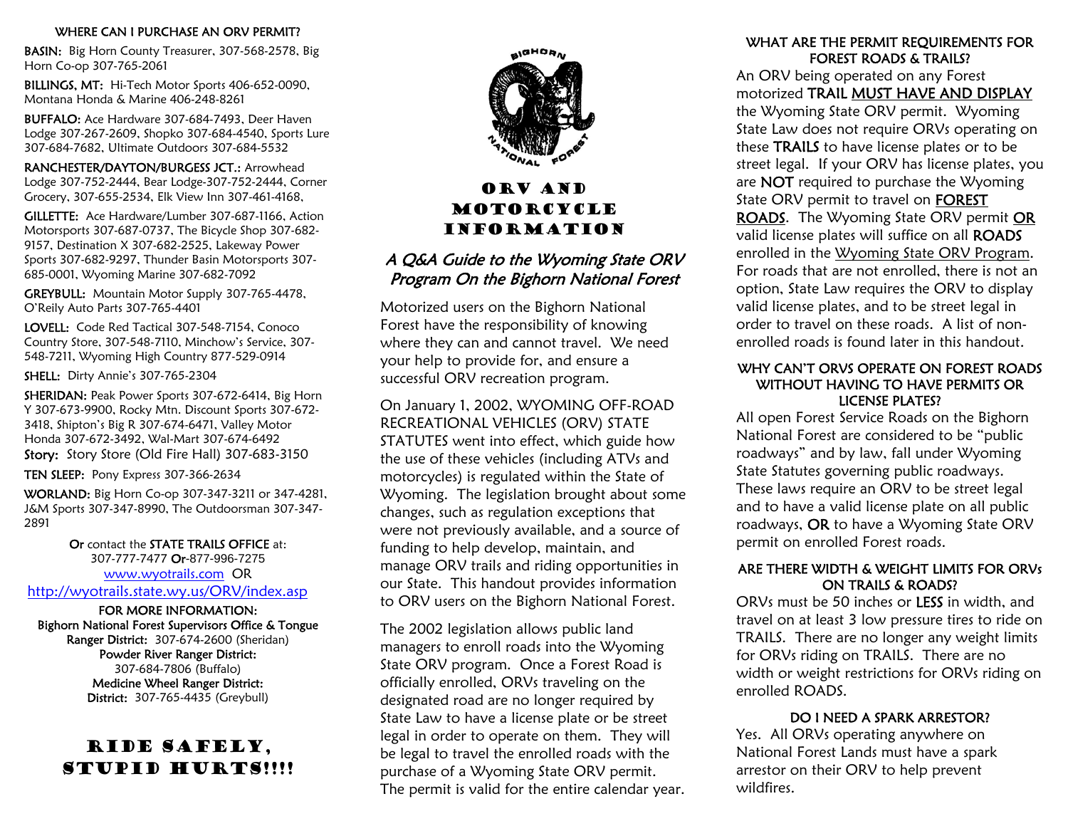# ORV and Motorcycle Information

## *A Q&A Guide to the Wyoming State ORV Program On the Bighorn National Forest*

Motorized users on the Bighorn National Forest have the responsibility of knowing where they can and cannot travel. We need your help to provide for, and ensure a successful ORV recreation program.

On January 1, 2002, WYOMING OFF-ROAD RECREATIONAL VEHICLES (ORV) STATE STATUTES went into effect, which guide how the use of these vehicles (including ATVs and motorcycles) is regulated within the State of Wyoming. The legislation brought about some changes, such as regulation exceptions that were not previously available, and a source of funding to help develop, maintain, and manage ORV trails and riding opportunities in our State. This handout provides information to ORV users on the Bighorn National Forest.

The 2002 legislation allows public land managers to enroll roads into the Wyoming State ORV program. Once a Forest Road is officially enrolled, ORVs traveling on the designated road are no longer required by State Law to have a license plate or be street legal in order to operate on them. They will be legal to travel the enrolled roads with the purchase of a Wyoming State ORV permit. The permit is valid for the entire calendar year.

### WHAT ARE THE PERMIT REQUIREMENTS FOR FOREST ROADS & TRAILS?

An ORV being operated on any Forest motorized **TRAIL** **MUST HAVE AND DISPLAY** the Wyoming State ORV permit. Wyoming State Law does not require ORVs operating on these **TRAILS** to have license plates or to be street legal. If your ORV has license plates, you are **NOT** required to purchase the Wyoming State ORV permit to travel on **FOREST ROADS**. The Wyoming State ORV permit **OR** valid license plates will suffice on all **ROADS** enrolled in the Wyoming State ORV Program. For roads that are not enrolled, there is not an option, State Law requires the ORV to display valid license plates, and to be street legal in order to travel on these roads. A list of non-enrolled roads is found later in this handout.

### WHY CAN'T ORVS OPERATE ON FOREST ROADS WITHOUT HAVING TO HAVE PERMITS OR LICENSE PLATES?

All open Forest Service Roads on the Bighorn National Forest are considered to be "public roadways" and by law, fall under Wyoming State Statutes governing public roadways. These laws require an ORV to be street legal and to have a valid license plate on all public roadways, **OR** to have a Wyoming State ORV permit on enrolled Forest roads.

### ARE THERE WIDTH & WEIGHT LIMITS FOR ORVs ON TRAILS & ROADS?

ORVs must be 50 inches or **LESS** in width, and travel on at least 3 low pressure tires to ride on TRAILS. There are no longer any weight limits for ORVs riding on TRAILS. There are no width or weight restrictions for ORVs riding on enrolled ROADS.

### DO I NEED A SPARK ARRESTOR?

Yes. All ORVs operating anywhere on National Forest Lands must have a spark arrestor on their ORV to help prevent wildfires.

### WHERE CAN I PURCHASE AN ORV PERMIT?

**BASIN:** Big Horn County Treasurer, 307-568-2578, Big Horn Co-op 307-765-2061

**BILLINGS, MT:** Hi-Tech Motor Sports 406-652-0090, Montana Honda & Marine 406-248-8261

**BUFFALO:** Ace Hardware 307-684-7493, Deer Haven Lodge 307-267-2609, Shopko 307-684-4540, Sports Lure 307-684-7682, Ultimate Outdoors 307-684-5532

**RANCHESTER/DAYTON/BURGESS JCT.:** Arrowhead Lodge 307-752-2444, Bear Lodge-307-752-2444, Corner Grocery, 307-655-2534, Elk View Inn 307-461-4168,

**GILLETTE:** Ace Hardware/Lumber 307-687-1166, Action Motorsports 307-687-0737, The Bicycle Shop 307-682-9157, Destination X 307-682-2525, Lakeway Power Sports 307-682-9297, Thunder Basin Motorsports 307-685-0001, Wyoming Marine 307-682-7092

**GREYBULL:** Mountain Motor Supply 307-765-4478, O'Reily Auto Parts 307-765-4401

**LOVELL:** Code Red Tactical 307-548-7154, Conoco Country Store, 307-548-7110, Minchow's Service, 307-548-7211, Wyoming High Country 877-529-0914

**SHELL:** Dirty Annie's 307-765-2304

**SHERIDAN:** Peak Power Sports 307-672-6414, Big Horn Y 307-673-9900, Rocky Mtn. Discount Sports 307-672-3418, Shipton's Big R 307-674-6471, Valley Motor Honda 307-672-3492, Wal-Mart 307-674-6492

**Story:** Story Store (Old Fire Hall) 307-683-3150

**TEN SLEEP:** Pony Express 307-366-2634

**WORLAND:** Big Horn Co-op 307-347-3211 or 347-4281, J&M Sports 307-347-8990, The Outdoorsman 307-347-2891

**Or** contact the **STATE TRAILS OFFICE** at: 307-777-7477 **Or**-877-996-7275 www.wyotrails.com OR http://wyotrails.state.wy.us/ORV/index.asp

**FOR MORE INFORMATION:**
**Bighorn National Forest Supervisors Office & Tongue Ranger District:** 307-674-2600 (Sheridan)
**Powder River Ranger District:** 307-684-7806 (Buffalo)
**Medicine Wheel Ranger District: District:** 307-765-4435 (Greybull)

## RIDE SAFELY, STUPID HURTS!!!!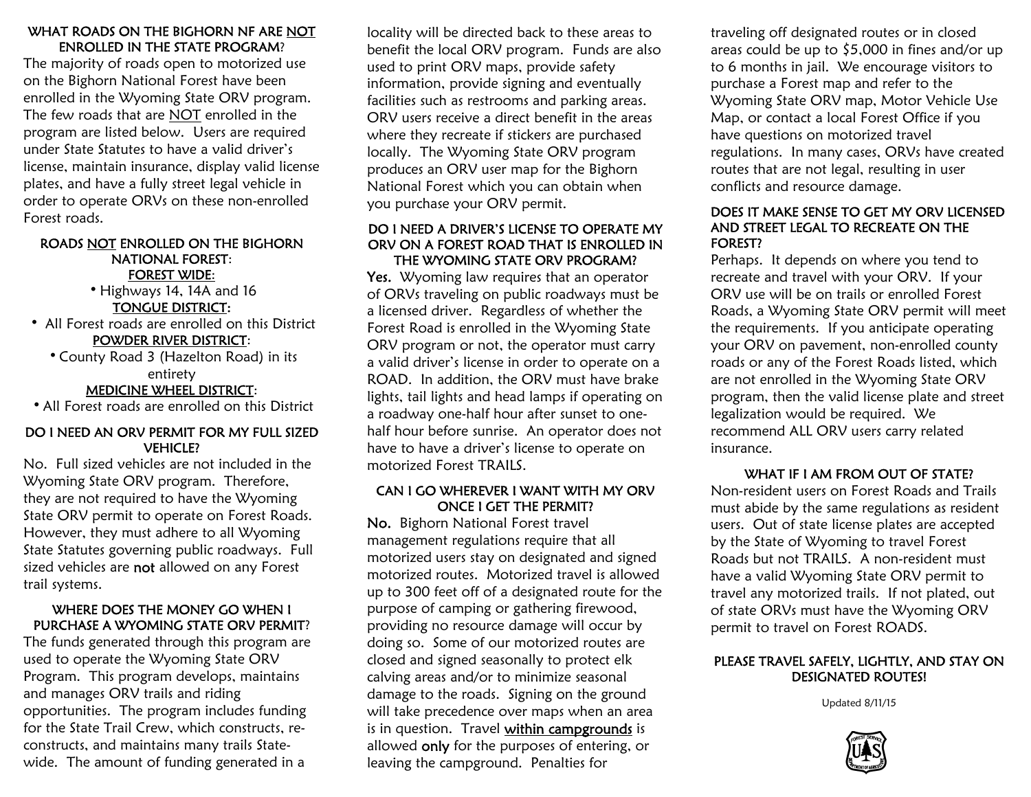### WHAT ROADS ON THE BIGHORN NF ARE NOT ENROLLED IN THE STATE PROGRAM?

The majority of roads open to motorized use on the Bighorn National Forest have been enrolled in the Wyoming State ORV program. The few roads that are NOT enrolled in the program are listed below. Users are required under State Statutes to have a valid driver's license, maintain insurance, display valid license plates, and have a fully street legal vehicle in order to operate ORVs on these non-enrolled Forest roads.

### ROADS NOT ENROLLED ON THE BIGHORN NATIONAL FOREST:

**FOREST WIDE:**

- Highways 14, 14A and 16

**TONGUE DISTRICT:**

- All Forest roads are enrolled on this District

**POWDER RIVER DISTRICT:**

- County Road 3 (Hazelton Road) in its entirety

**MEDICINE WHEEL DISTRICT:**

- All Forest roads are enrolled on this District

### DO I NEED AN ORV PERMIT FOR MY FULL SIZED VEHICLE?

No. Full sized vehicles are not included in the Wyoming State ORV program. Therefore, they are not required to have the Wyoming State ORV permit to operate on Forest Roads. However, they must adhere to all Wyoming State Statutes governing public roadways. Full sized vehicles are **not** allowed on any Forest trail systems.

### WHERE DOES THE MONEY GO WHEN I PURCHASE A WYOMING STATE ORV PERMIT?

The funds generated through this program are used to operate the Wyoming State ORV Program. This program develops, maintains and manages ORV trails and riding opportunities. The program includes funding for the State Trail Crew, which constructs, re-constructs, and maintains many trails State-wide. The amount of funding generated in a locality will be directed back to these areas to benefit the local ORV program. Funds are also used to print ORV maps, provide safety information, provide signing and eventually facilities such as restrooms and parking areas. ORV users receive a direct benefit in the areas where they recreate if stickers are purchased locally. The Wyoming State ORV program produces an ORV user map for the Bighorn National Forest which you can obtain when you purchase your ORV permit.

### DO I NEED A DRIVER'S LICENSE TO OPERATE MY ORV ON A FOREST ROAD THAT IS ENROLLED IN THE WYOMING STATE ORV PROGRAM?

**Yes.** Wyoming law requires that an operator of ORVs traveling on public roadways must be a licensed driver. Regardless of whether the Forest Road is enrolled in the Wyoming State ORV program or not, the operator must carry a valid driver's license in order to operate on a ROAD. In addition, the ORV must have brake lights, tail lights and head lamps if operating on a roadway one-half hour after sunset to one-half hour before sunrise. An operator does not have to have a driver's license to operate on motorized Forest TRAILS.

### CAN I GO WHEREVER I WANT WITH MY ORV ONCE I GET THE PERMIT?

**No.** Bighorn National Forest travel management regulations require that all motorized users stay on designated and signed motorized routes. Motorized travel is allowed up to 300 feet off of a designated route for the purpose of camping or gathering firewood, providing no resource damage will occur by doing so. Some of our motorized routes are closed and signed seasonally to protect elk calving areas and/or to minimize seasonal damage to the roads. Signing on the ground will take precedence over maps when an area is in question. Travel within campgrounds is allowed **only** for the purposes of entering, or leaving the campground. Penalties for traveling off designated routes or in closed areas could be up to $5,000 in fines and/or up to 6 months in jail. We encourage visitors to purchase a Forest map and refer to the Wyoming State ORV map, Motor Vehicle Use Map, or contact a local Forest Office if you have questions on motorized travel regulations. In many cases, ORVs have created routes that are not legal, resulting in user conflicts and resource damage.

### DOES IT MAKE SENSE TO GET MY ORV LICENSED AND STREET LEGAL TO RECREATE ON THE FOREST?

Perhaps. It depends on where you tend to recreate and travel with your ORV. If your ORV use will be on trails or enrolled Forest Roads, a Wyoming State ORV permit will meet the requirements. If you anticipate operating your ORV on pavement, non-enrolled county roads or any of the Forest Roads listed, which are not enrolled in the Wyoming State ORV program, then the valid license plate and street legalization would be required. We recommend ALL ORV users carry related insurance.

### WHAT IF I AM FROM OUT OF STATE?

Non-resident users on Forest Roads and Trails must abide by the same regulations as resident users. Out of state license plates are accepted by the State of Wyoming to travel Forest Roads but not TRAILS. A non-resident must have a valid Wyoming State ORV permit to travel any motorized trails. If not plated, out of state ORVs must have the Wyoming ORV permit to travel on Forest ROADS.

**PLEASE TRAVEL SAFELY, LIGHTLY, AND STAY ON DESIGNATED ROUTES!**

Updated 8/11/15